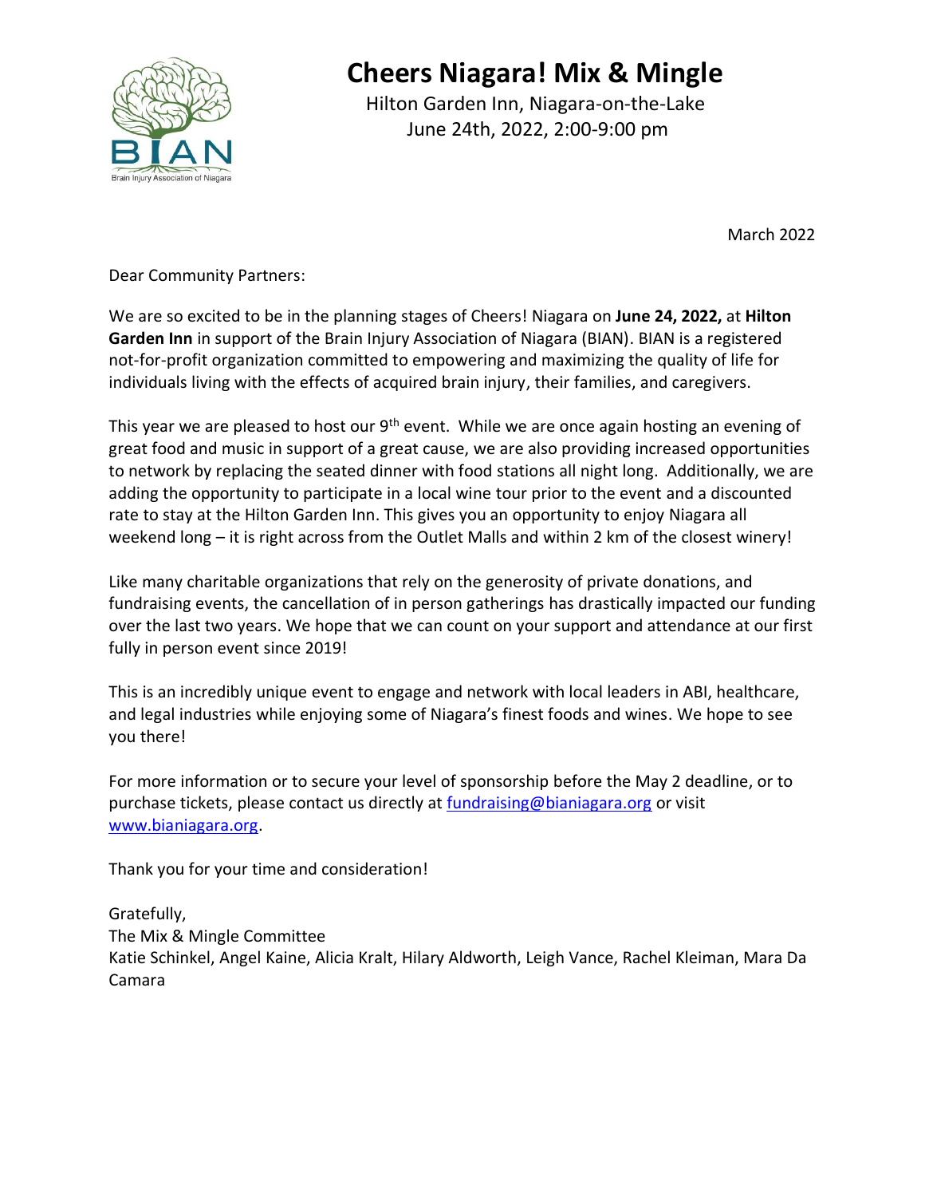# Cheers Niagara! Mix & Mingle

Hilton Garden Inn, Niagara-on-the-Lake
June 24th, 2022, 2:00-9:00 pm

March 2022

Dear Community Partners:

We are so excited to be in the planning stages of Cheers! Niagara on **June 24, 2022,** at **Hilton Garden Inn** in support of the Brain Injury Association of Niagara (BIAN). BIAN is a registered not-for-profit organization committed to empowering and maximizing the quality of life for individuals living with the effects of acquired brain injury, their families, and caregivers.

This year we are pleased to host our 9th event. While we are once again hosting an evening of great food and music in support of a great cause, we are also providing increased opportunities to network by replacing the seated dinner with food stations all night long. Additionally, we are adding the opportunity to participate in a local wine tour prior to the event and a discounted rate to stay at the Hilton Garden Inn. This gives you an opportunity to enjoy Niagara all weekend long – it is right across from the Outlet Malls and within 2 km of the closest winery!

Like many charitable organizations that rely on the generosity of private donations, and fundraising events, the cancellation of in person gatherings has drastically impacted our funding over the last two years. We hope that we can count on your support and attendance at our first fully in person event since 2019!

This is an incredibly unique event to engage and network with local leaders in ABI, healthcare, and legal industries while enjoying some of Niagara's finest foods and wines. We hope to see you there!

For more information or to secure your level of sponsorship before the May 2 deadline, or to purchase tickets, please contact us directly at fundraising@bianiagara.org or visit www.bianiagara.org.

Thank you for your time and consideration!

Gratefully,
The Mix & Mingle Committee
Katie Schinkel, Angel Kaine, Alicia Kralt, Hilary Aldworth, Leigh Vance, Rachel Kleiman, Mara Da Camara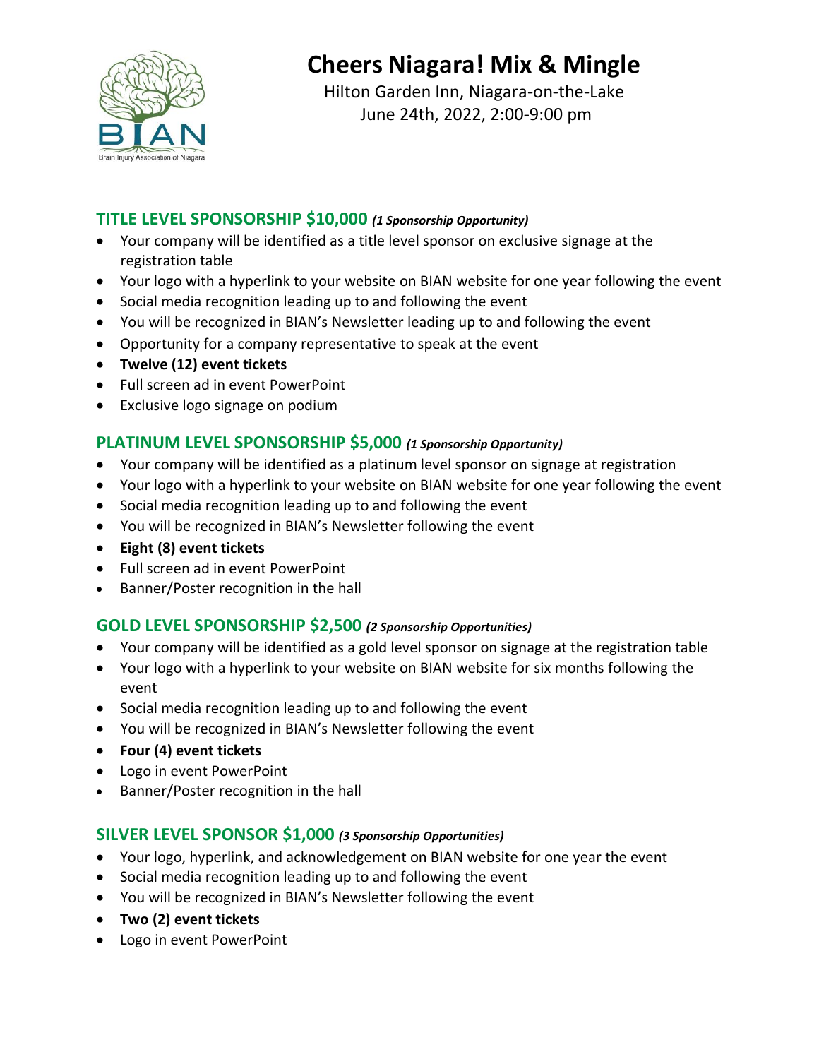# Cheers Niagara! Mix & Mingle

Hilton Garden Inn, Niagara-on-the-Lake
June 24th, 2022, 2:00-9:00 pm

## TITLE LEVEL SPONSORSHIP $10,000 *(1 Sponsorship Opportunity)*

- Your company will be identified as a title level sponsor on exclusive signage at the registration table
- Your logo with a hyperlink to your website on BIAN website for one year following the event
- Social media recognition leading up to and following the event
- You will be recognized in BIAN's Newsletter leading up to and following the event
- Opportunity for a company representative to speak at the event
- **Twelve (12) event tickets**
- Full screen ad in event PowerPoint
- Exclusive logo signage on podium

## PLATINUM LEVEL SPONSORSHIP $5,000 *(1 Sponsorship Opportunity)*

- Your company will be identified as a platinum level sponsor on signage at registration
- Your logo with a hyperlink to your website on BIAN website for one year following the event
- Social media recognition leading up to and following the event
- You will be recognized in BIAN's Newsletter following the event
- **Eight (8) event tickets**
- Full screen ad in event PowerPoint
- Banner/Poster recognition in the hall

## GOLD LEVEL SPONSORSHIP $2,500 *(2 Sponsorship Opportunities)*

- Your company will be identified as a gold level sponsor on signage at the registration table
- Your logo with a hyperlink to your website on BIAN website for six months following the event
- Social media recognition leading up to and following the event
- You will be recognized in BIAN's Newsletter following the event
- **Four (4) event tickets**
- Logo in event PowerPoint
- Banner/Poster recognition in the hall

## SILVER LEVEL SPONSOR $1,000 *(3 Sponsorship Opportunities)*

- Your logo, hyperlink, and acknowledgement on BIAN website for one year the event
- Social media recognition leading up to and following the event
- You will be recognized in BIAN's Newsletter following the event
- **Two (2) event tickets**
- Logo in event PowerPoint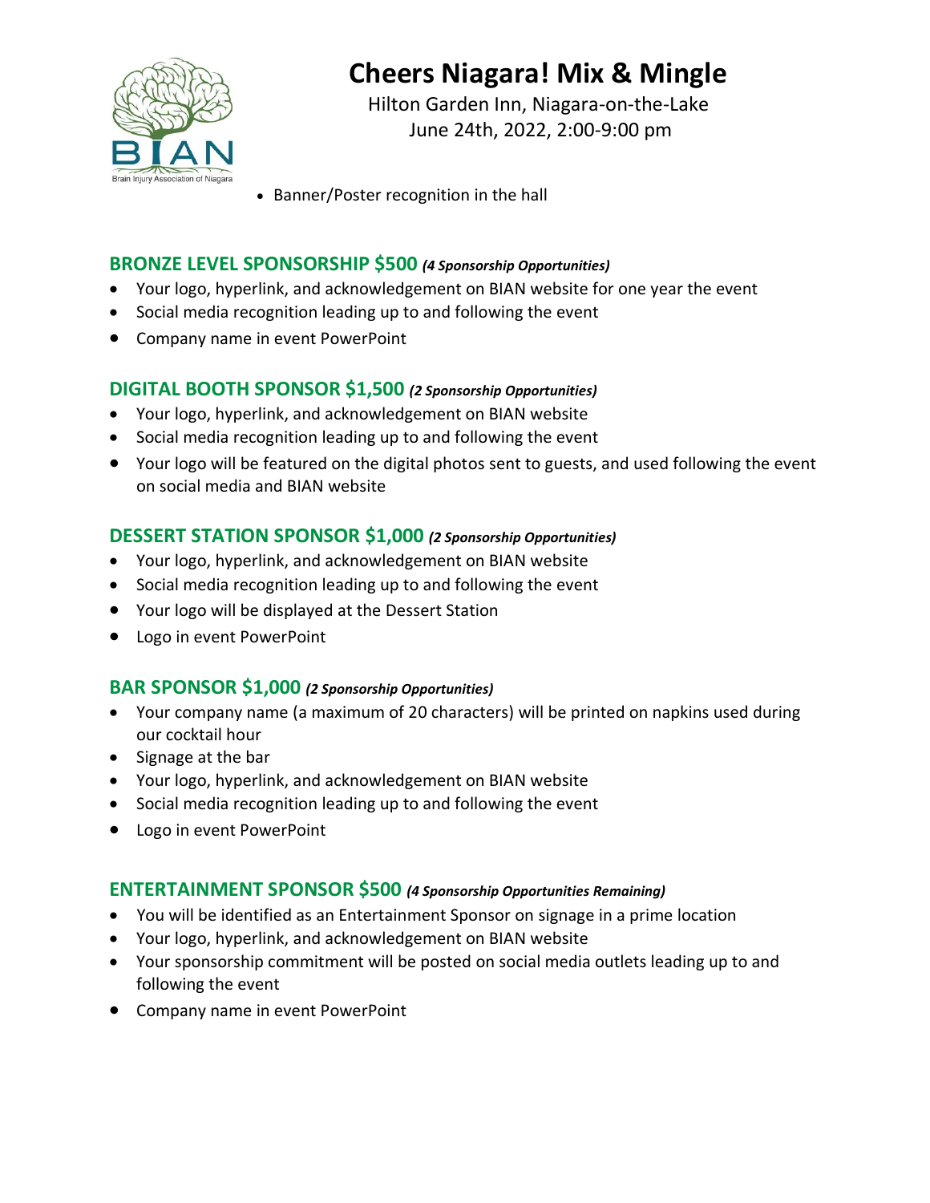# Cheers Niagara! Mix & Mingle

Hilton Garden Inn, Niagara-on-the-Lake
June 24th, 2022, 2:00-9:00 pm

- Banner/Poster recognition in the hall

## BRONZE LEVEL SPONSORSHIP $500 *(4 Sponsorship Opportunities)*

- Your logo, hyperlink, and acknowledgement on BIAN website for one year the event
- Social media recognition leading up to and following the event
- Company name in event PowerPoint

## DIGITAL BOOTH SPONSOR $1,500 *(2 Sponsorship Opportunities)*

- Your logo, hyperlink, and acknowledgement on BIAN website
- Social media recognition leading up to and following the event
- Your logo will be featured on the digital photos sent to guests, and used following the event on social media and BIAN website

## DESSERT STATION SPONSOR $1,000 *(2 Sponsorship Opportunities)*

- Your logo, hyperlink, and acknowledgement on BIAN website
- Social media recognition leading up to and following the event
- Your logo will be displayed at the Dessert Station
- Logo in event PowerPoint

## BAR SPONSOR $1,000 *(2 Sponsorship Opportunities)*

- Your company name (a maximum of 20 characters) will be printed on napkins used during our cocktail hour
- Signage at the bar
- Your logo, hyperlink, and acknowledgement on BIAN website
- Social media recognition leading up to and following the event
- Logo in event PowerPoint

## ENTERTAINMENT SPONSOR $500 *(4 Sponsorship Opportunities Remaining)*

- You will be identified as an Entertainment Sponsor on signage in a prime location
- Your logo, hyperlink, and acknowledgement on BIAN website
- Your sponsorship commitment will be posted on social media outlets leading up to and following the event
- Company name in event PowerPoint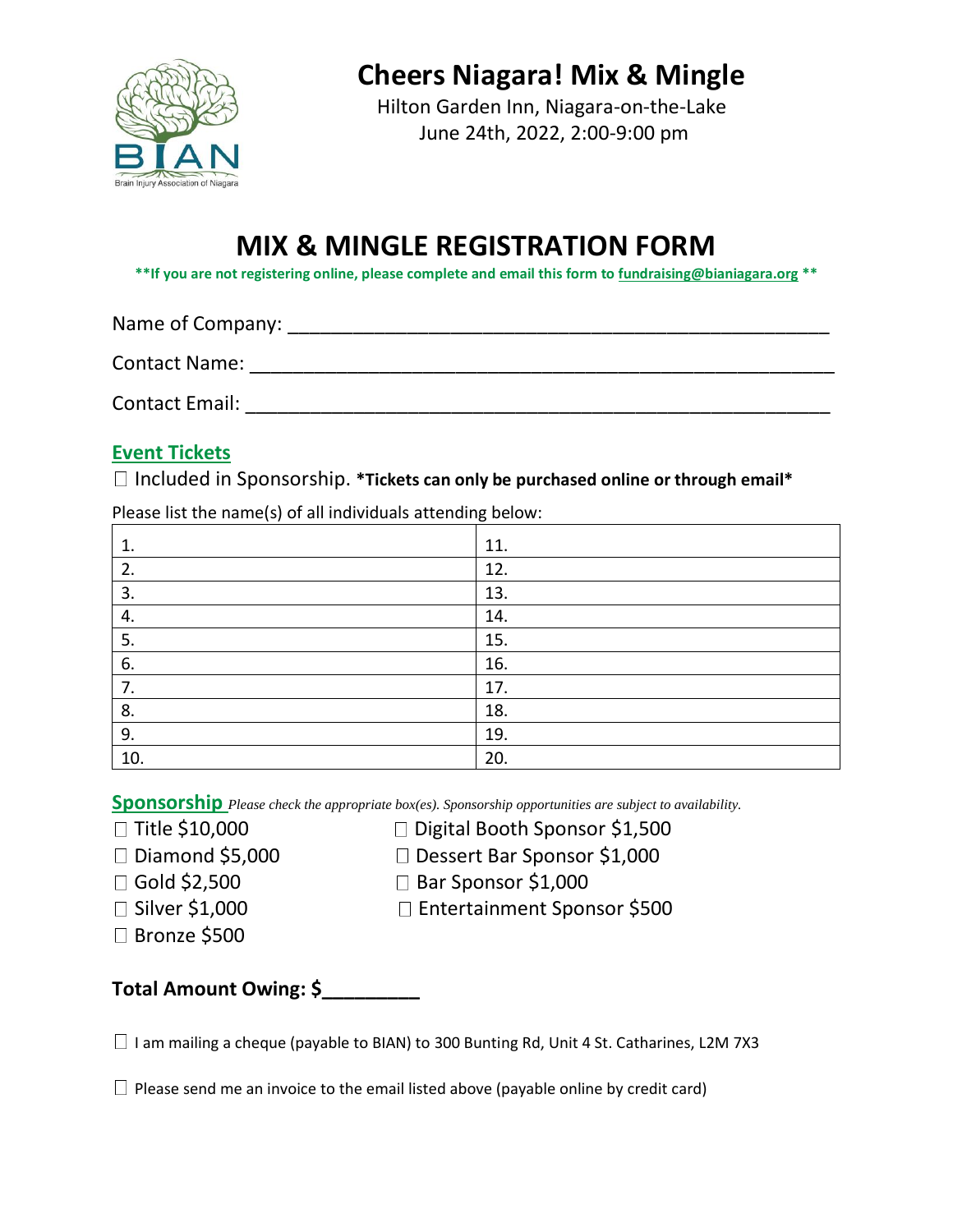BIAN
Brain Injury Association of Niagara

# Cheers Niagara! Mix & Mingle

Hilton Garden Inn, Niagara-on-the-Lake
June 24th, 2022, 2:00-9:00 pm

## MIX & MINGLE REGISTRATION FORM

**\*\*If you are not registering online, please complete and email this form to fundraising@bianiagara.org \*\***

Name of Company: ___________________________________________________

Contact Name: ______________________________________________________

Contact Email: ______________________________________________________

### Event Tickets

☐ Included in Sponsorship. ***Tickets can only be purchased online or through email***

Please list the name(s) of all individuals attending below:

| | |
|---|---|
| 1. | 11. |
| 2. | 12. |
| 3. | 13. |
| 4. | 14. |
| 5. | 15. |
| 6. | 16. |
| 7. | 17. |
| 8. | 18. |
| 9. | 19. |
| 10. | 20. |

### Sponsorship

*Please check the appropriate box(es). Sponsorship opportunities are subject to availability.*

☐ Title $10,000
☐ Diamond $5,000
☐ Gold $2,500
☐ Silver $1,000
☐ Bronze $500

☐ Digital Booth Sponsor $1,500
☐ Dessert Bar Sponsor $1,000
☐ Bar Sponsor $1,000
☐ Entertainment Sponsor $500

**Total Amount Owing: $_________**

☐ I am mailing a cheque (payable to BIAN) to 300 Bunting Rd, Unit 4 St. Catharines, L2M 7X3

☐ Please send me an invoice to the email listed above (payable online by credit card)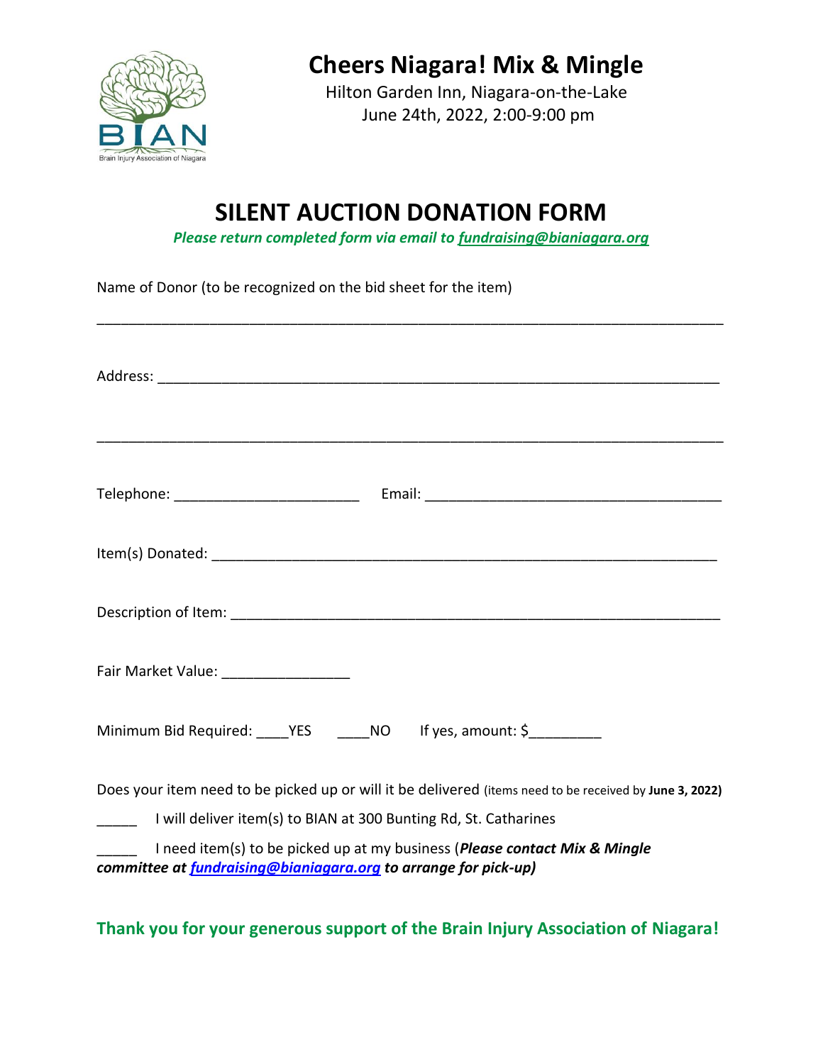# Cheers Niagara! Mix & Mingle

Hilton Garden Inn, Niagara-on-the-Lake
June 24th, 2022, 2:00-9:00 pm

Brain Injury Association of Niagara

## SILENT AUCTION DONATION FORM

***Please return completed form via email to fundraising@bianiagara.org***

Name of Donor (to be recognized on the bid sheet for the item)

_______________________________________________________________________________

Address: _______________________________________________________________________

_______________________________________________________________________________

Telephone: ______________________ Email: ___________________________________

Item(s) Donated: _________________________________________________________________

Description of Item: ______________________________________________________________

Fair Market Value: _______________

Minimum Bid Required: ____YES ____NO If yes, amount: $_________

Does your item need to be picked up or will it be delivered (items need to be received by **June 3, 2022**)

_____ I will deliver item(s) to BIAN at 300 Bunting Rd, St. Catharines

_____ I need item(s) to be picked up at my business (***Please contact Mix & Mingle committee at fundraising@bianiagara.org to arrange for pick-up)***

**Thank you for your generous support of the Brain Injury Association of Niagara!**